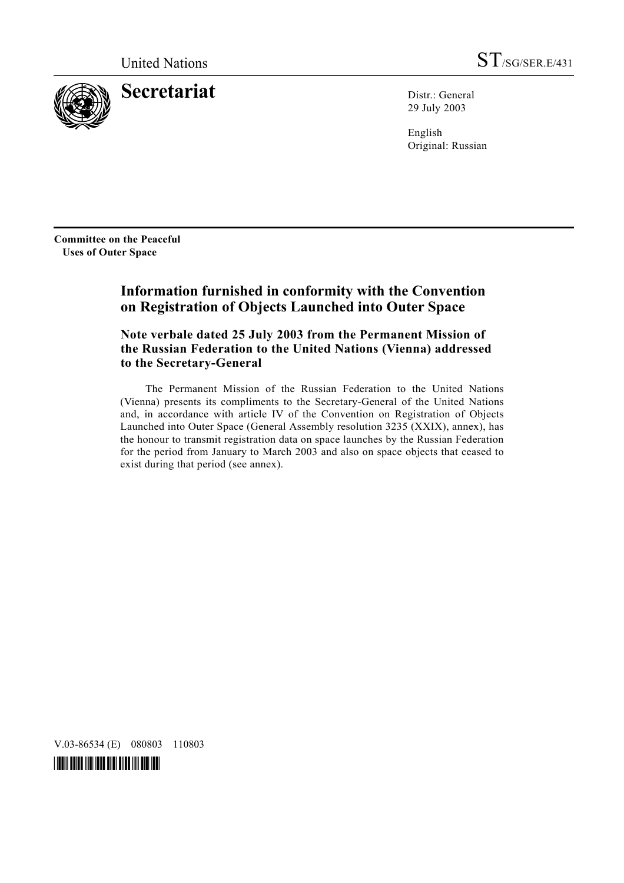United Nations ST/SG/SER.E/431

# Secretariat

Distr.: General
29 July 2003

English
Original: Russian

**Committee on the Peaceful Uses of Outer Space**

## Information furnished in conformity with the Convention on Registration of Objects Launched into Outer Space

### Note verbale dated 25 July 2003 from the Permanent Mission of the Russian Federation to the United Nations (Vienna) addressed to the Secretary-General

The Permanent Mission of the Russian Federation to the United Nations (Vienna) presents its compliments to the Secretary-General of the United Nations and, in accordance with article IV of the Convention on Registration of Objects Launched into Outer Space (General Assembly resolution 3235 (XXIX), annex), has the honour to transmit registration data on space launches by the Russian Federation for the period from January to March 2003 and also on space objects that ceased to exist during that period (see annex).

V.03-86534 (E) 080803 110803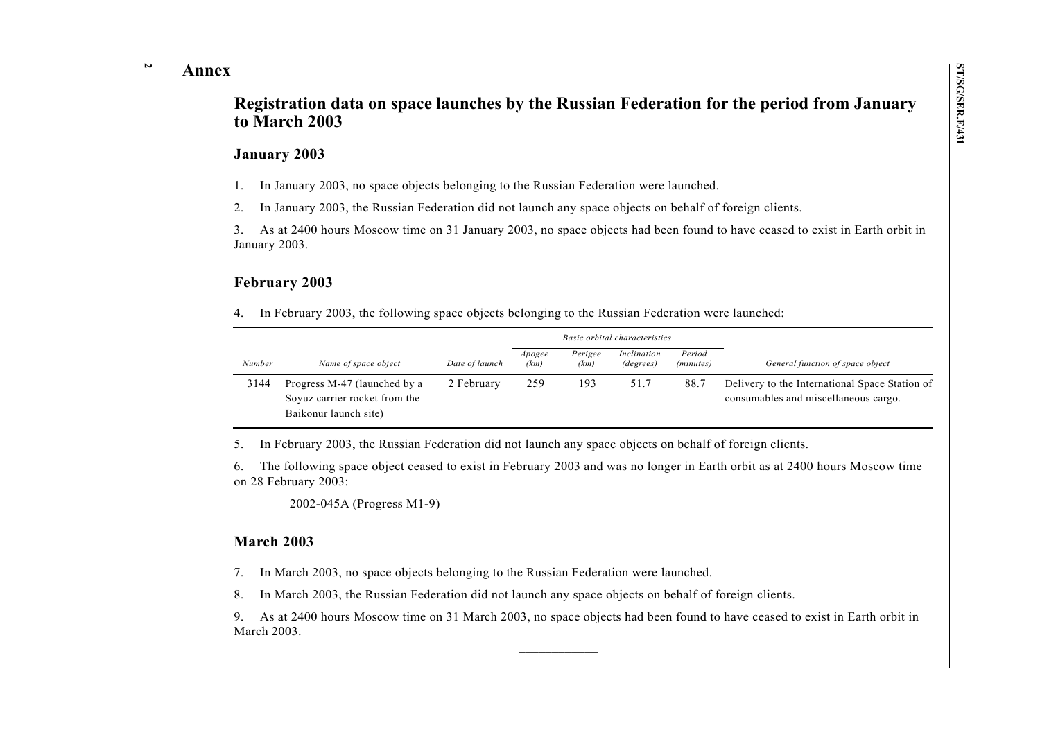# Annex

## Registration data on space launches by the Russian Federation for the period from January to March 2003

### January 2003

1. In January 2003, no space objects belonging to the Russian Federation were launched.

2. In January 2003, the Russian Federation did not launch any space objects on behalf of foreign clients.

3. As at 2400 hours Moscow time on 31 January 2003, no space objects had been found to have ceased to exist in Earth orbit in January 2003.

### February 2003

4. In February 2003, the following space objects belonging to the Russian Federation were launched:

| | | | *Basic orbital characteristics* | | | | |
|---|---|---|---|---|---|---|---|
| *Number* | *Name of space object* | *Date of launch* | *Apogee (km)* | *Perigee (km)* | *Inclination (degrees)* | *Period (minutes)* | *General function of space object* |
| 3144 | Progress M-47 (launched by a Soyuz carrier rocket from the Baikonur launch site) | 2 February | 259 | 193 | 51.7 | 88.7 | Delivery to the International Space Station of consumables and miscellaneous cargo. |

5. In February 2003, the Russian Federation did not launch any space objects on behalf of foreign clients.

6. The following space object ceased to exist in February 2003 and was no longer in Earth orbit as at 2400 hours Moscow time on 28 February 2003:

   2002-045A (Progress M1-9)

### March 2003

7. In March 2003, no space objects belonging to the Russian Federation were launched.

8. In March 2003, the Russian Federation did not launch any space objects on behalf of foreign clients.

9. As at 2400 hours Moscow time on 31 March 2003, no space objects had been found to have ceased to exist in Earth orbit in March 2003.